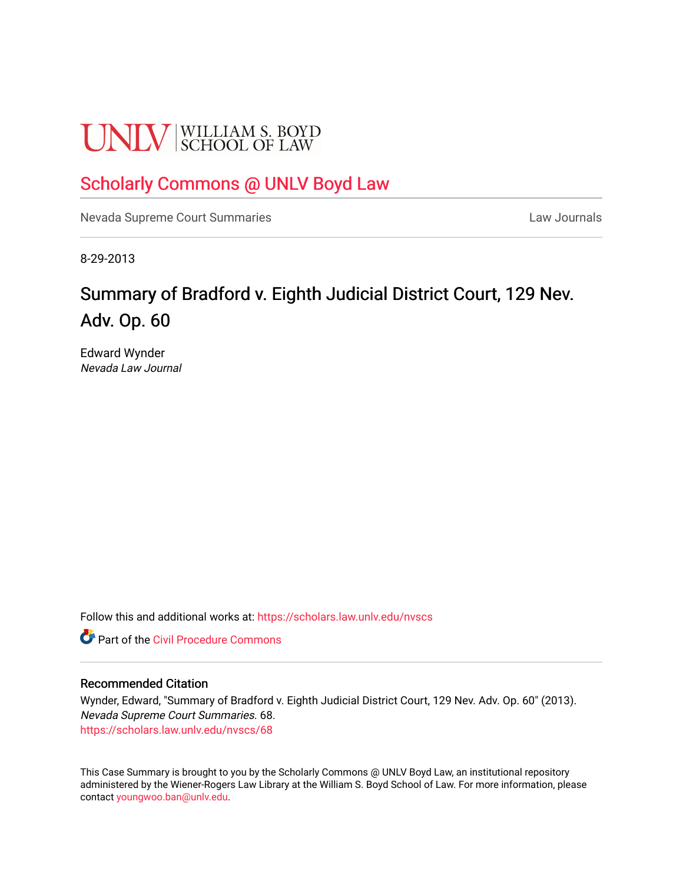UNLV | WILLIAM S. BOYD SCHOOL OF LAW

## Scholarly Commons @ UNLV Boyd Law

Nevada Supreme Court Summaries

Law Journals

8-29-2013

# Summary of Bradford v. Eighth Judicial District Court, 129 Nev. Adv. Op. 60

Edward Wynder
*Nevada Law Journal*

Follow this and additional works at: https://scholars.law.unlv.edu/nvscs

Part of the Civil Procedure Commons

### Recommended Citation

Wynder, Edward, "Summary of Bradford v. Eighth Judicial District Court, 129 Nev. Adv. Op. 60" (2013). *Nevada Supreme Court Summaries*. 68.
https://scholars.law.unlv.edu/nvscs/68

This Case Summary is brought to you by the Scholarly Commons @ UNLV Boyd Law, an institutional repository administered by the Wiener-Rogers Law Library at the William S. Boyd School of Law. For more information, please contact youngwoo.ban@unlv.edu.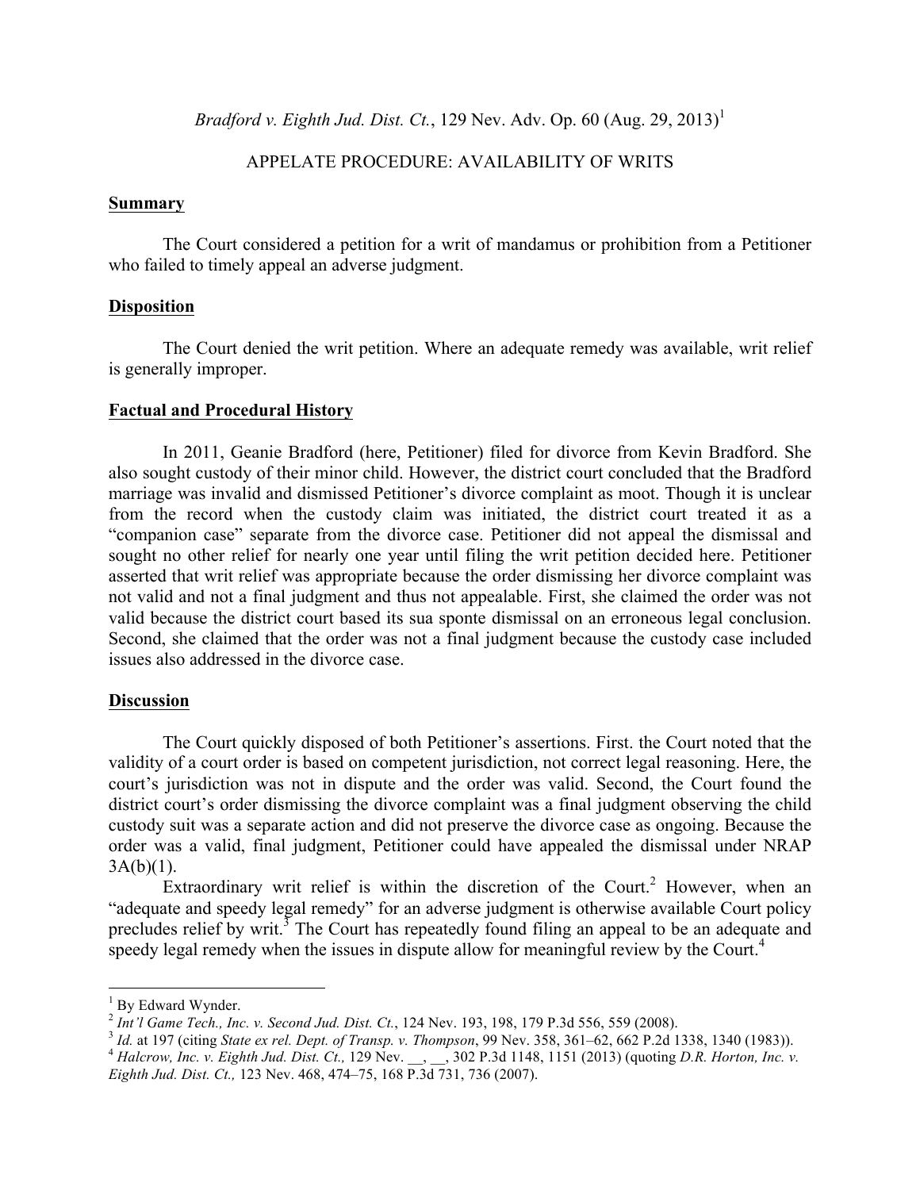*Bradford v. Eighth Jud. Dist. Ct.*, 129 Nev. Adv. Op. 60 (Aug. 29, 2013)[1]

APPELATE PROCEDURE: AVAILABILITY OF WRITS

**Summary**

The Court considered a petition for a writ of mandamus or prohibition from a Petitioner who failed to timely appeal an adverse judgment.

**Disposition**

The Court denied the writ petition. Where an adequate remedy was available, writ relief is generally improper.

**Factual and Procedural History**

In 2011, Geanie Bradford (here, Petitioner) filed for divorce from Kevin Bradford. She also sought custody of their minor child. However, the district court concluded that the Bradford marriage was invalid and dismissed Petitioner's divorce complaint as moot. Though it is unclear from the record when the custody claim was initiated, the district court treated it as a "companion case" separate from the divorce case. Petitioner did not appeal the dismissal and sought no other relief for nearly one year until filing the writ petition decided here. Petitioner asserted that writ relief was appropriate because the order dismissing her divorce complaint was not valid and not a final judgment and thus not appealable. First, she claimed the order was not valid because the district court based its sua sponte dismissal on an erroneous legal conclusion. Second, she claimed that the order was not a final judgment because the custody case included issues also addressed in the divorce case.

**Discussion**

The Court quickly disposed of both Petitioner's assertions. First. the Court noted that the validity of a court order is based on competent jurisdiction, not correct legal reasoning. Here, the court's jurisdiction was not in dispute and the order was valid. Second, the Court found the district court's order dismissing the divorce complaint was a final judgment observing the child custody suit was a separate action and did not preserve the divorce case as ongoing. Because the order was a valid, final judgment, Petitioner could have appealed the dismissal under NRAP 3A(b)(1).

Extraordinary writ relief is within the discretion of the Court.[2] However, when an "adequate and speedy legal remedy" for an adverse judgment is otherwise available Court policy precludes relief by writ.[3] The Court has repeatedly found filing an appeal to be an adequate and speedy legal remedy when the issues in dispute allow for meaningful review by the Court.[4]

---

[1] By Edward Wynder.

[2] *Int'l Game Tech., Inc. v. Second Jud. Dist. Ct.*, 124 Nev. 193, 198, 179 P.3d 556, 559 (2008).

[3] *Id.* at 197 (citing *State ex rel. Dept. of Transp. v. Thompson*, 99 Nev. 358, 361–62, 662 P.2d 1338, 1340 (1983)).

[4] *Halcrow, Inc. v. Eighth Jud. Dist. Ct.,* 129 Nev. \_\_, \_\_, 302 P.3d 1148, 1151 (2013) (quoting *D.R. Horton, Inc. v. Eighth Jud. Dist. Ct.,* 123 Nev. 468, 474–75, 168 P.3d 731, 736 (2007).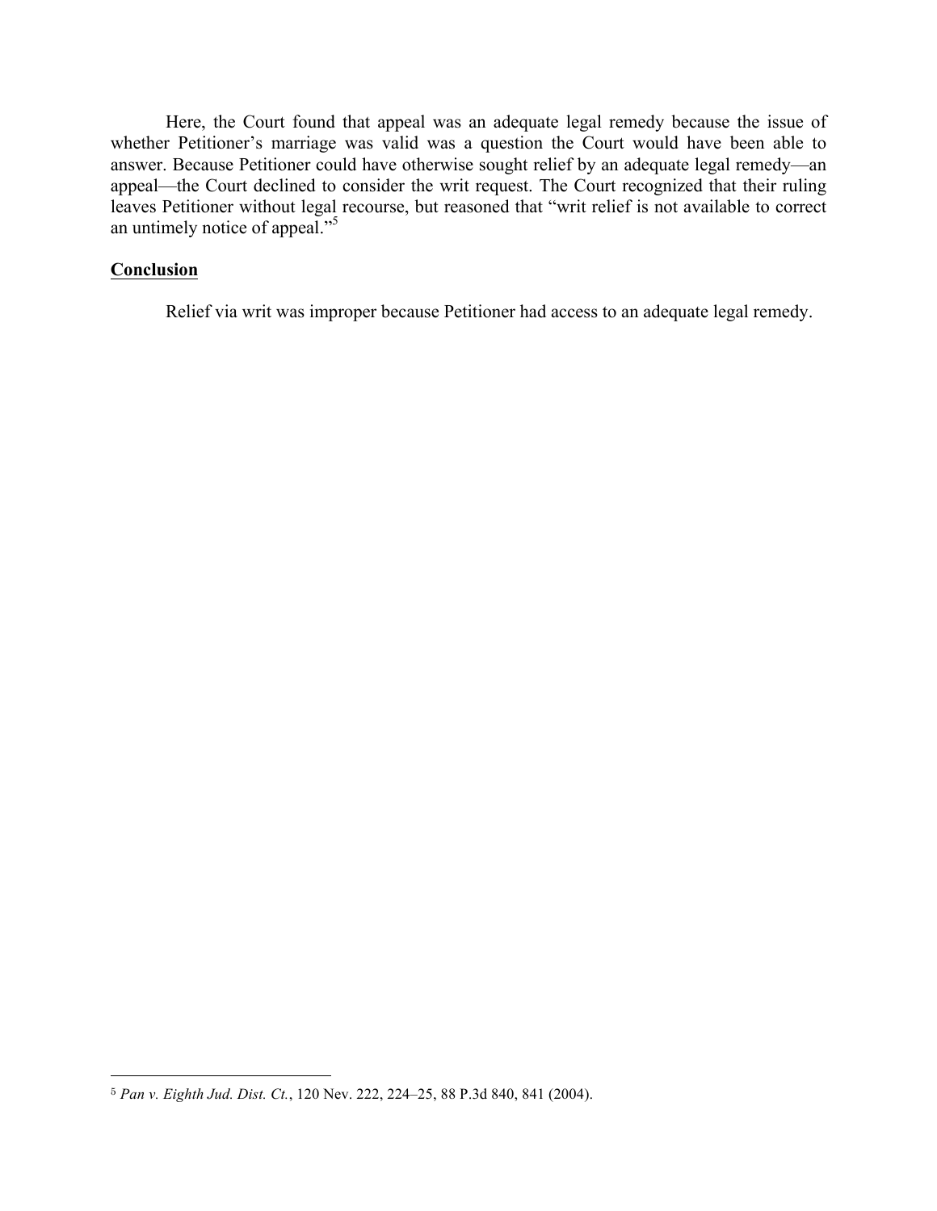Here, the Court found that appeal was an adequate legal remedy because the issue of whether Petitioner's marriage was valid was a question the Court would have been able to answer. Because Petitioner could have otherwise sought relief by an adequate legal remedy—an appeal—the Court declined to consider the writ request. The Court recognized that their ruling leaves Petitioner without legal recourse, but reasoned that "writ relief is not available to correct an untimely notice of appeal."[5]

**Conclusion**

Relief via writ was improper because Petitioner had access to an adequate legal remedy.

---

[5] *Pan v. Eighth Jud. Dist. Ct.*, 120 Nev. 222, 224–25, 88 P.3d 840, 841 (2004).